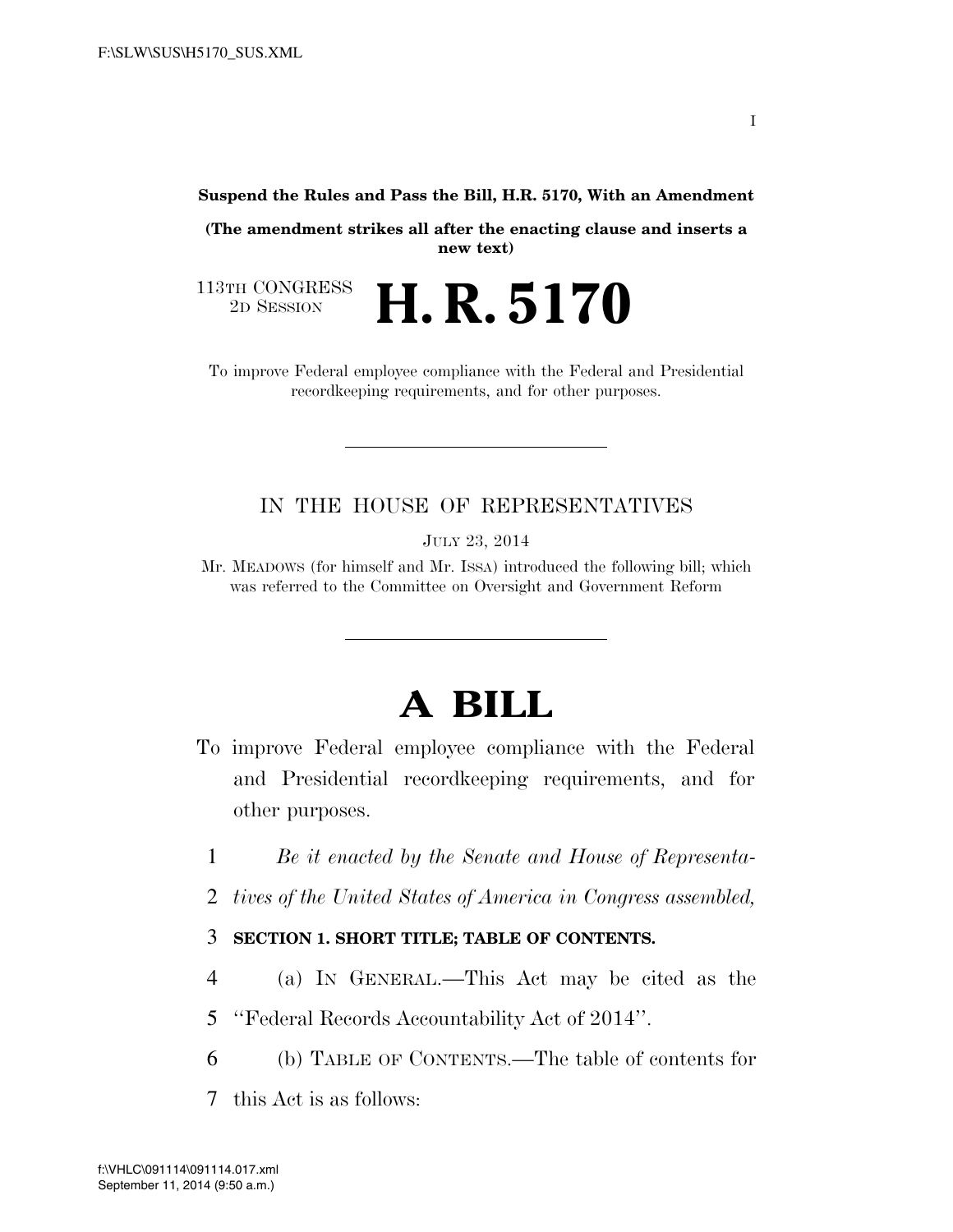**Suspend the Rules and Pass the Bill, H.R. 5170, With an Amendment**

**(The amendment strikes all after the enacting clause and inserts a new text)**

113TH CONGRESS
2D SESSION

# H. R. 5170

To improve Federal employee compliance with the Federal and Presidential recordkeeping requirements, and for other purposes.

---

IN THE HOUSE OF REPRESENTATIVES

JULY 23, 2014

Mr. MEADOWS (for himself and Mr. ISSA) introduced the following bill; which was referred to the Committee on Oversight and Government Reform

---

# A BILL

To improve Federal employee compliance with the Federal and Presidential recordkeeping requirements, and for other purposes.

1 *Be it enacted by the Senate and House of Representa-*
2 *tives of the United States of America in Congress assembled,*

3 **SECTION 1. SHORT TITLE; TABLE OF CONTENTS.**

4 (a) IN GENERAL.—This Act may be cited as the
5 ''Federal Records Accountability Act of 2014''.

6 (b) TABLE OF CONTENTS.—The table of contents for
7 this Act is as follows: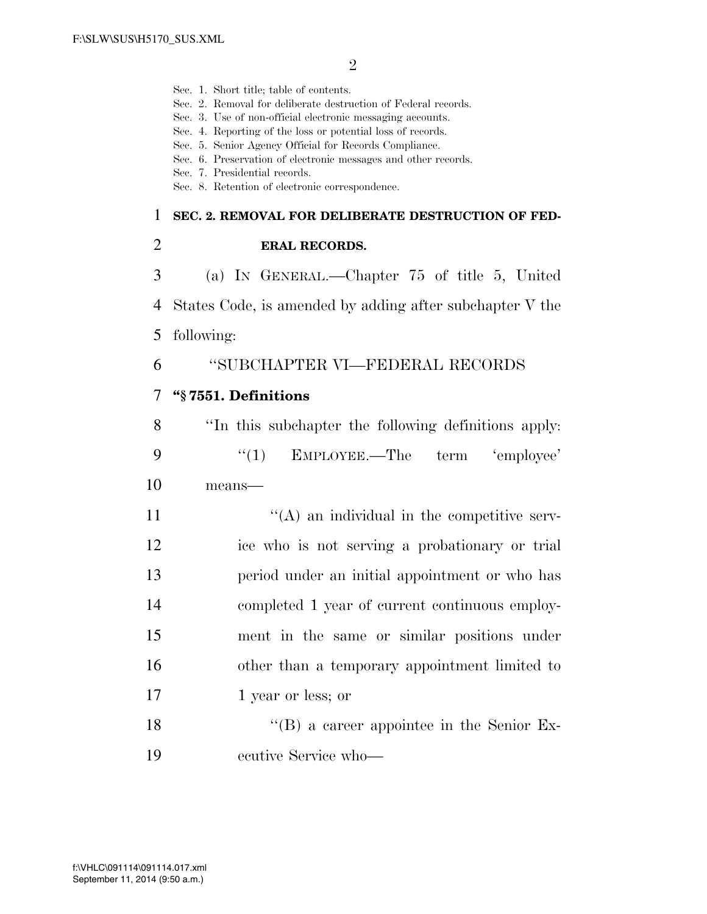Sec. 1. Short title; table of contents.
Sec. 2. Removal for deliberate destruction of Federal records.
Sec. 3. Use of non-official electronic messaging accounts.
Sec. 4. Reporting of the loss or potential loss of records.
Sec. 5. Senior Agency Official for Records Compliance.
Sec. 6. Preservation of electronic messages and other records.
Sec. 7. Presidential records.
Sec. 8. Retention of electronic correspondence.

**SEC. 2. REMOVAL FOR DELIBERATE DESTRUCTION OF FEDERAL RECORDS.**

(a) IN GENERAL.—Chapter 75 of title 5, United States Code, is amended by adding after subchapter V the following:

"SUBCHAPTER VI—FEDERAL RECORDS

**"§ 7551. Definitions**

"In this subchapter the following definitions apply:

"(1) EMPLOYEE.—The term 'employee' means—

"(A) an individual in the competitive service who is not serving a probationary or trial period under an initial appointment or who has completed 1 year of current continuous employment in the same or similar positions under other than a temporary appointment limited to 1 year or less; or

"(B) a career appointee in the Senior Executive Service who—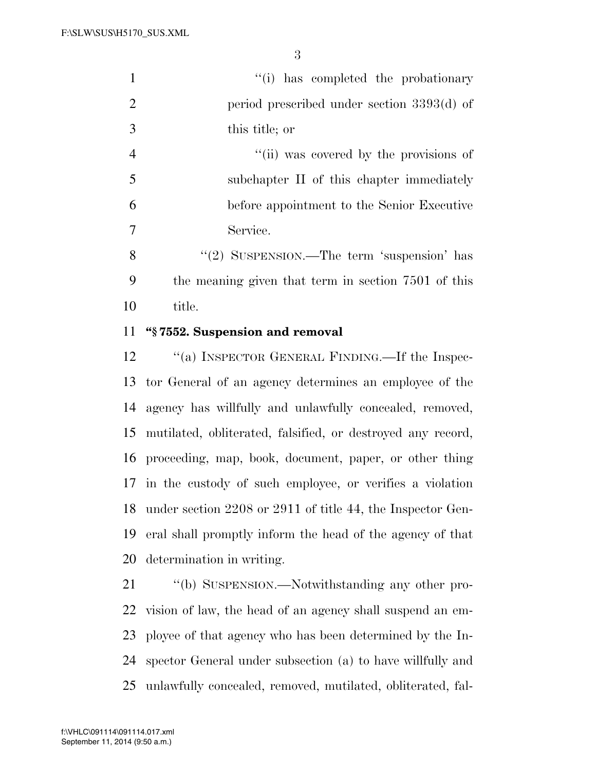"(i) has completed the probationary period prescribed under section 3393(d) of this title; or

"(ii) was covered by the provisions of subchapter II of this chapter immediately before appointment to the Senior Executive Service.

"(2) SUSPENSION.—The term 'suspension' has the meaning given that term in section 7501 of this title.

**"§ 7552. Suspension and removal**

"(a) INSPECTOR GENERAL FINDING.—If the Inspector General of an agency determines an employee of the agency has willfully and unlawfully concealed, removed, mutilated, obliterated, falsified, or destroyed any record, proceeding, map, book, document, paper, or other thing in the custody of such employee, or verifies a violation under section 2208 or 2911 of title 44, the Inspector General shall promptly inform the head of the agency of that determination in writing.

"(b) SUSPENSION.—Notwithstanding any other provision of law, the head of an agency shall suspend an employee of that agency who has been determined by the Inspector General under subsection (a) to have willfully and unlawfully concealed, removed, mutilated, obliterated, fal-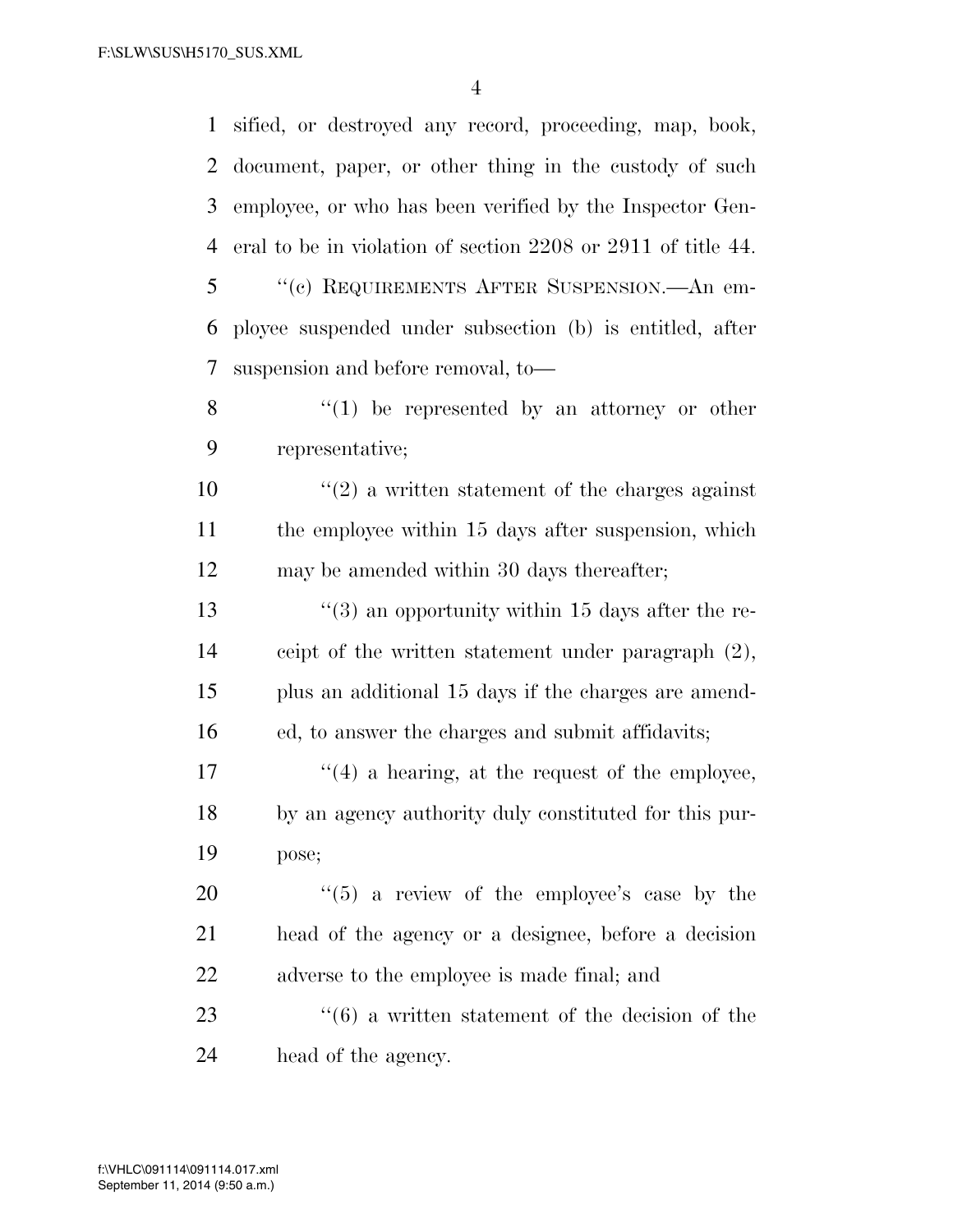sified, or destroyed any record, proceeding, map, book, document, paper, or other thing in the custody of such employee, or who has been verified by the Inspector General to be in violation of section 2208 or 2911 of title 44.

''(c) REQUIREMENTS AFTER SUSPENSION.—An employee suspended under subsection (b) is entitled, after suspension and before removal, to—

''(1) be represented by an attorney or other representative;

''(2) a written statement of the charges against the employee within 15 days after suspension, which may be amended within 30 days thereafter;

''(3) an opportunity within 15 days after the receipt of the written statement under paragraph (2), plus an additional 15 days if the charges are amended, to answer the charges and submit affidavits;

''(4) a hearing, at the request of the employee, by an agency authority duly constituted for this purpose;

''(5) a review of the employee's case by the head of the agency or a designee, before a decision adverse to the employee is made final; and

''(6) a written statement of the decision of the head of the agency.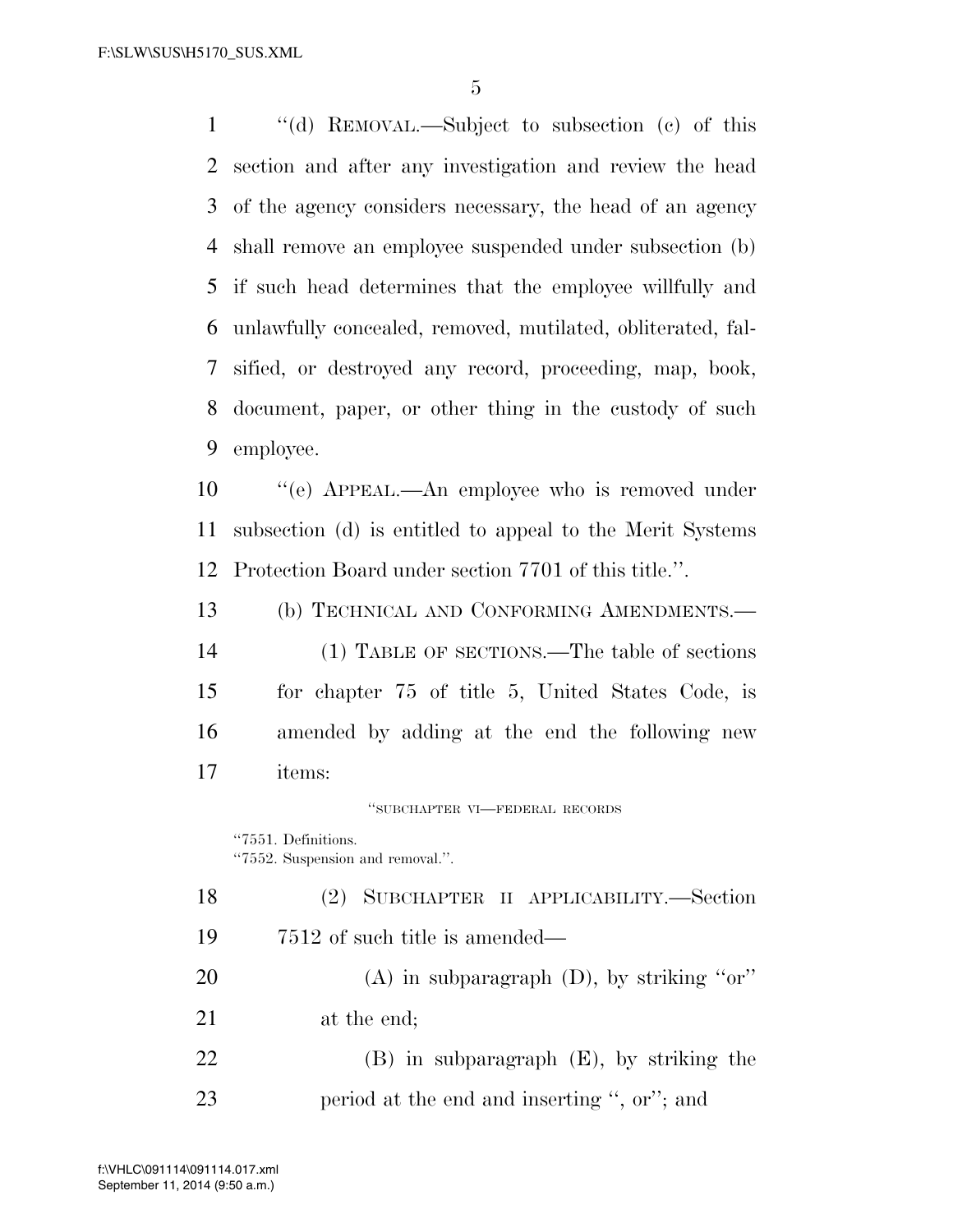''(d) REMOVAL.—Subject to subsection (c) of this section and after any investigation and review the head of the agency considers necessary, the head of an agency shall remove an employee suspended under subsection (b) if such head determines that the employee willfully and unlawfully concealed, removed, mutilated, obliterated, falsified, or destroyed any record, proceeding, map, book, document, paper, or other thing in the custody of such employee.

''(e) APPEAL.—An employee who is removed under subsection (d) is entitled to appeal to the Merit Systems Protection Board under section 7701 of this title.''.

(b) TECHNICAL AND CONFORMING AMENDMENTS.—

(1) TABLE OF SECTIONS.—The table of sections for chapter 75 of title 5, United States Code, is amended by adding at the end the following new items:

''SUBCHAPTER VI—FEDERAL RECORDS

''7551. Definitions.
''7552. Suspension and removal.''.

(2) SUBCHAPTER II APPLICABILITY.—Section 7512 of such title is amended—

(A) in subparagraph (D), by striking ''or'' at the end;

(B) in subparagraph (E), by striking the period at the end and inserting '', or''; and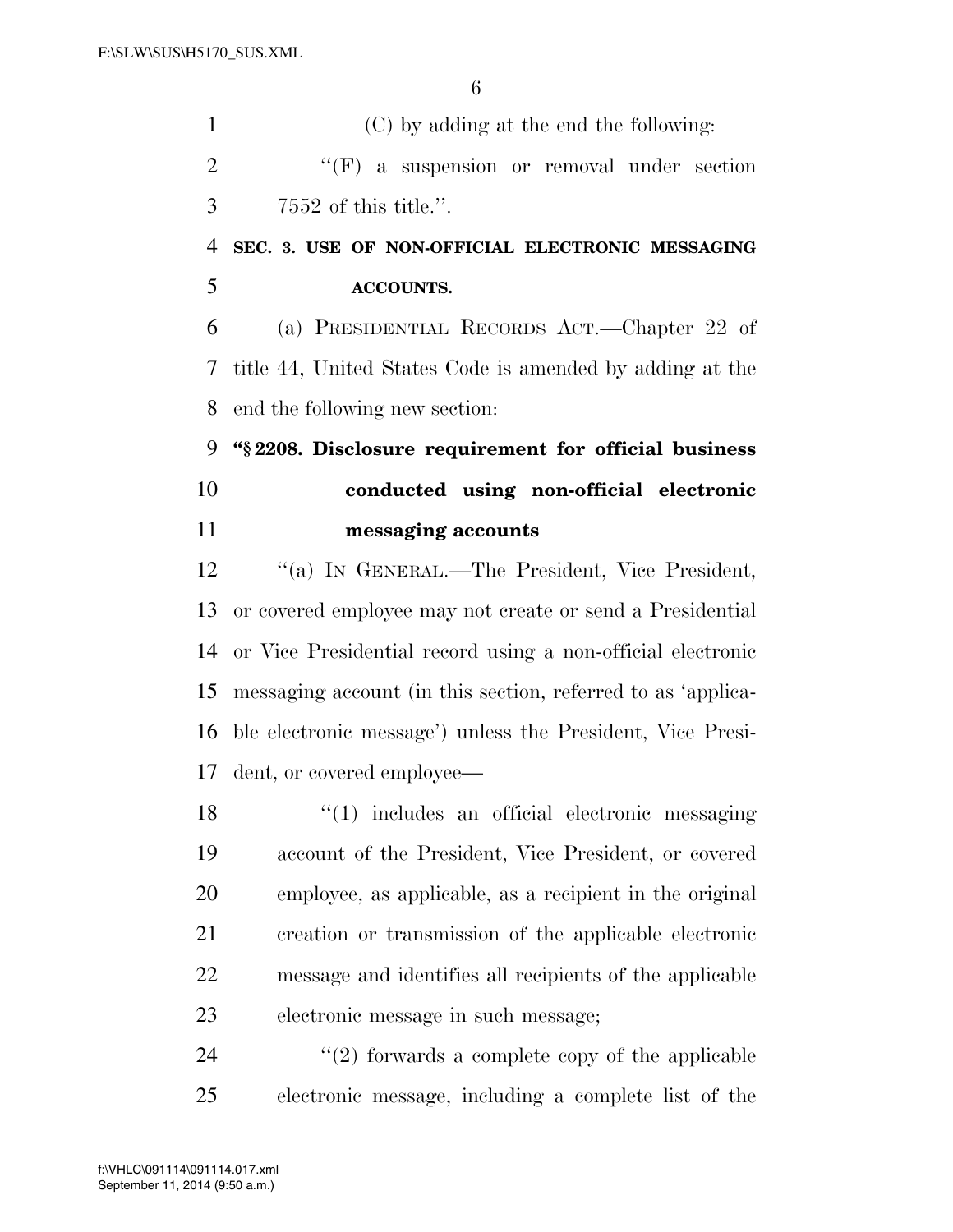(C) by adding at the end the following:

''(F) a suspension or removal under section 7552 of this title.''.

**SEC. 3. USE OF NON-OFFICIAL ELECTRONIC MESSAGING ACCOUNTS.**

(a) PRESIDENTIAL RECORDS ACT.—Chapter 22 of title 44, United States Code is amended by adding at the end the following new section:

**''§ 2208. Disclosure requirement for official business conducted using non-official electronic messaging accounts**

''(a) IN GENERAL.—The President, Vice President, or covered employee may not create or send a Presidential or Vice Presidential record using a non-official electronic messaging account (in this section, referred to as 'applicable electronic message') unless the President, Vice President, or covered employee—

''(1) includes an official electronic messaging account of the President, Vice President, or covered employee, as applicable, as a recipient in the original creation or transmission of the applicable electronic message and identifies all recipients of the applicable electronic message in such message;

''(2) forwards a complete copy of the applicable electronic message, including a complete list of the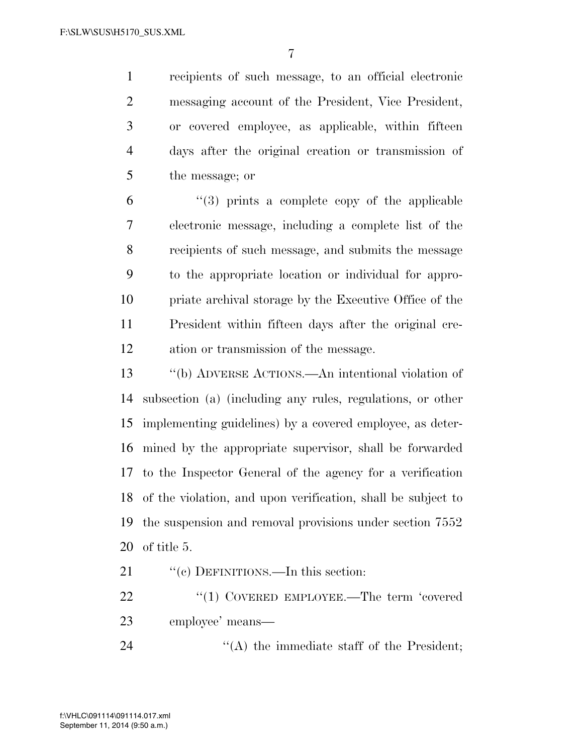recipients of such message, to an official electronic messaging account of the President, Vice President, or covered employee, as applicable, within fifteen days after the original creation or transmission of the message; or

"(3) prints a complete copy of the applicable electronic message, including a complete list of the recipients of such message, and submits the message to the appropriate location or individual for appropriate archival storage by the Executive Office of the President within fifteen days after the original creation or transmission of the message.

"(b) ADVERSE ACTIONS.—An intentional violation of subsection (a) (including any rules, regulations, or other implementing guidelines) by a covered employee, as determined by the appropriate supervisor, shall be forwarded to the Inspector General of the agency for a verification of the violation, and upon verification, shall be subject to the suspension and removal provisions under section 7552 of title 5.

"(c) DEFINITIONS.—In this section:

"(1) COVERED EMPLOYEE.—The term 'covered employee' means—

"(A) the immediate staff of the President;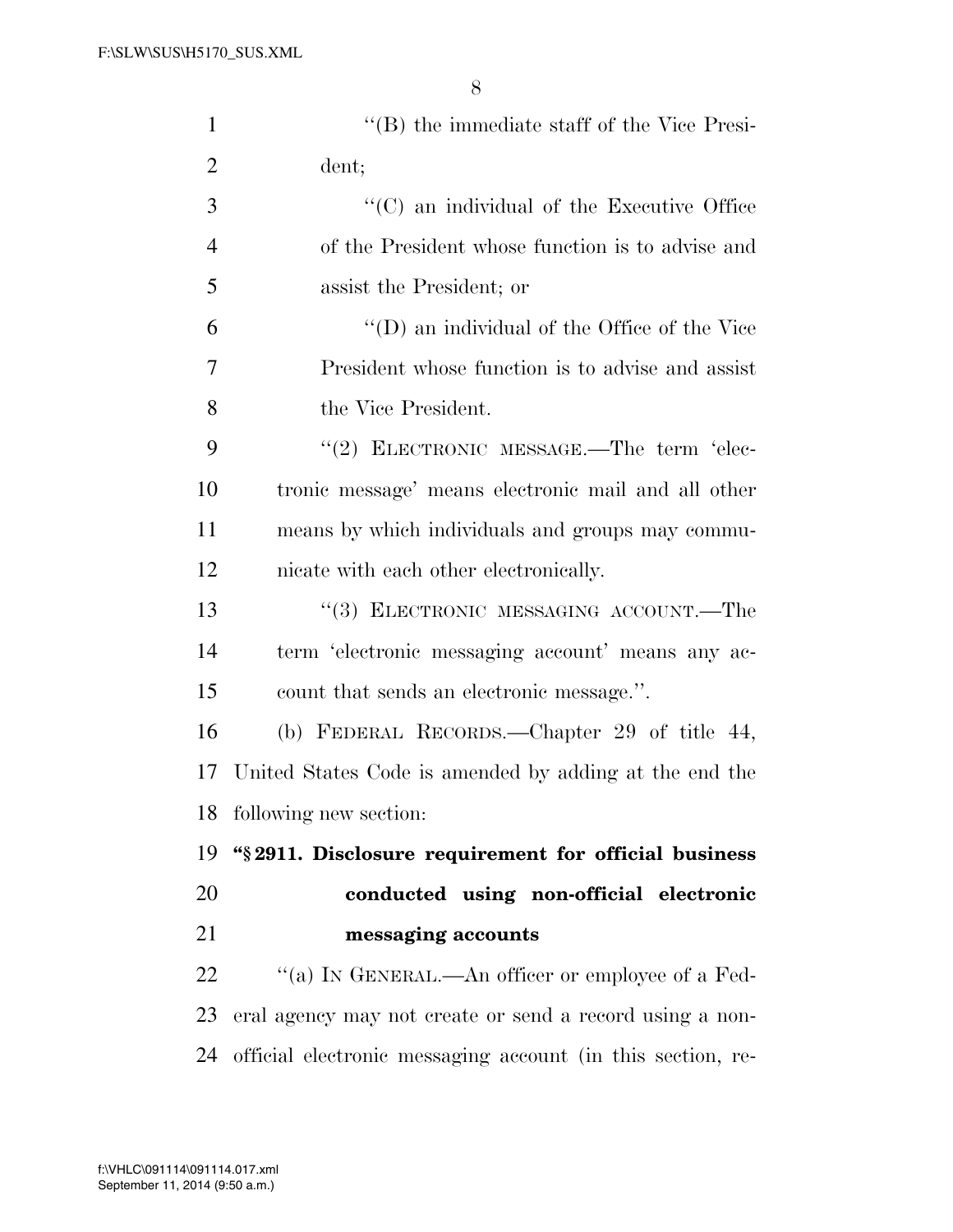''(B) the immediate staff of the Vice President;

''(C) an individual of the Executive Office of the President whose function is to advise and assist the President; or

''(D) an individual of the Office of the Vice President whose function is to advise and assist the Vice President.

''(2) ELECTRONIC MESSAGE.—The term 'electronic message' means electronic mail and all other means by which individuals and groups may communicate with each other electronically.

''(3) ELECTRONIC MESSAGING ACCOUNT.—The term 'electronic messaging account' means any account that sends an electronic message.''.

(b) FEDERAL RECORDS.—Chapter 29 of title 44, United States Code is amended by adding at the end the following new section:

**''§ 2911. Disclosure requirement for official business conducted using non-official electronic messaging accounts**

''(a) IN GENERAL.—An officer or employee of a Federal agency may not create or send a record using a non-official electronic messaging account (in this section, re-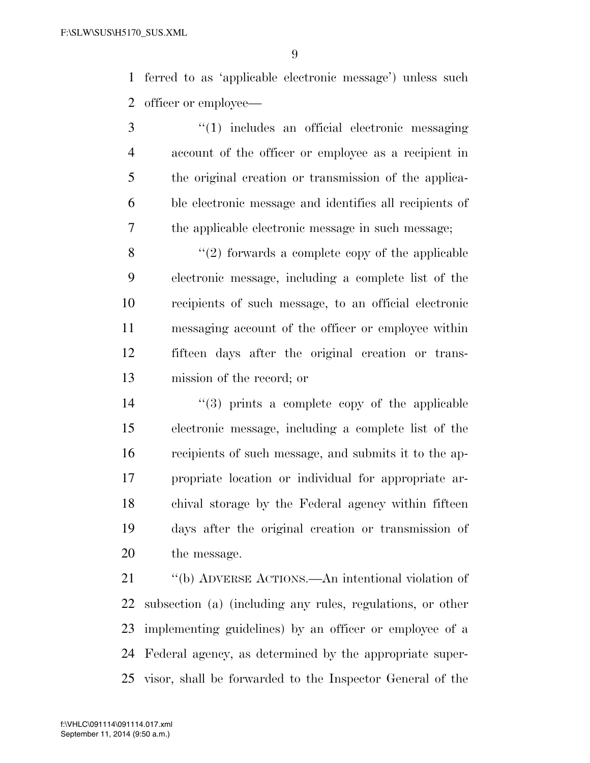ferred to as 'applicable electronic message') unless such officer or employee—

"(1) includes an official electronic messaging account of the officer or employee as a recipient in the original creation or transmission of the applicable electronic message and identifies all recipients of the applicable electronic message in such message;

"(2) forwards a complete copy of the applicable electronic message, including a complete list of the recipients of such message, to an official electronic messaging account of the officer or employee within fifteen days after the original creation or transmission of the record; or

"(3) prints a complete copy of the applicable electronic message, including a complete list of the recipients of such message, and submits it to the appropriate location or individual for appropriate archival storage by the Federal agency within fifteen days after the original creation or transmission of the message.

"(b) ADVERSE ACTIONS.—An intentional violation of subsection (a) (including any rules, regulations, or other implementing guidelines) by an officer or employee of a Federal agency, as determined by the appropriate supervisor, shall be forwarded to the Inspector General of the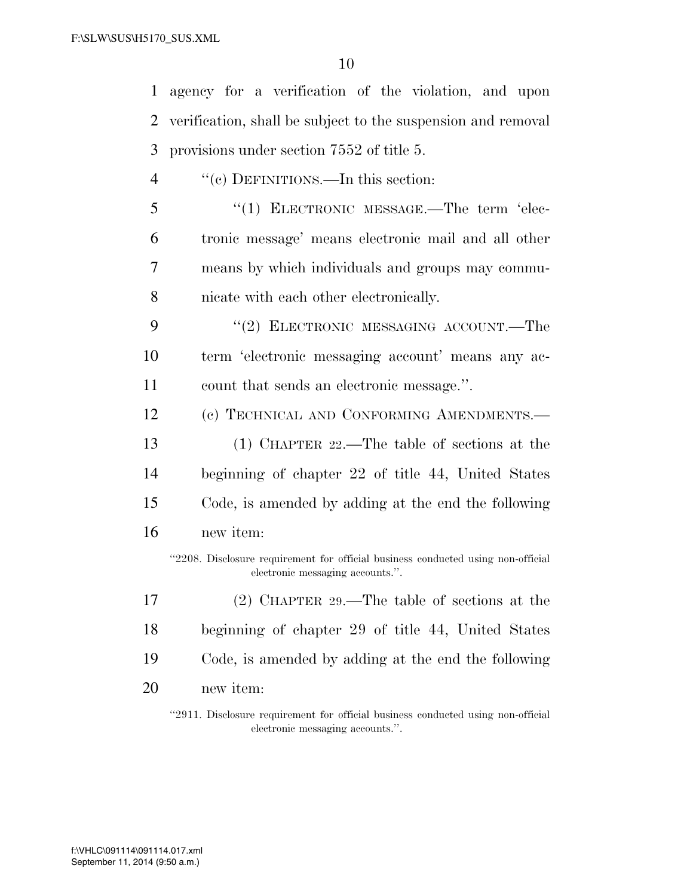agency for a verification of the violation, and upon verification, shall be subject to the suspension and removal provisions under section 7552 of title 5.

''(c) DEFINITIONS.—In this section:

''(1) ELECTRONIC MESSAGE.—The term 'electronic message' means electronic mail and all other means by which individuals and groups may communicate with each other electronically.

''(2) ELECTRONIC MESSAGING ACCOUNT.—The term 'electronic messaging account' means any account that sends an electronic message.''.

(c) TECHNICAL AND CONFORMING AMENDMENTS.—

(1) CHAPTER 22.—The table of sections at the beginning of chapter 22 of title 44, United States Code, is amended by adding at the end the following new item:

''2208. Disclosure requirement for official business conducted using non-official electronic messaging accounts.''.

(2) CHAPTER 29.—The table of sections at the beginning of chapter 29 of title 44, United States Code, is amended by adding at the end the following new item:

''2911. Disclosure requirement for official business conducted using non-official electronic messaging accounts.''.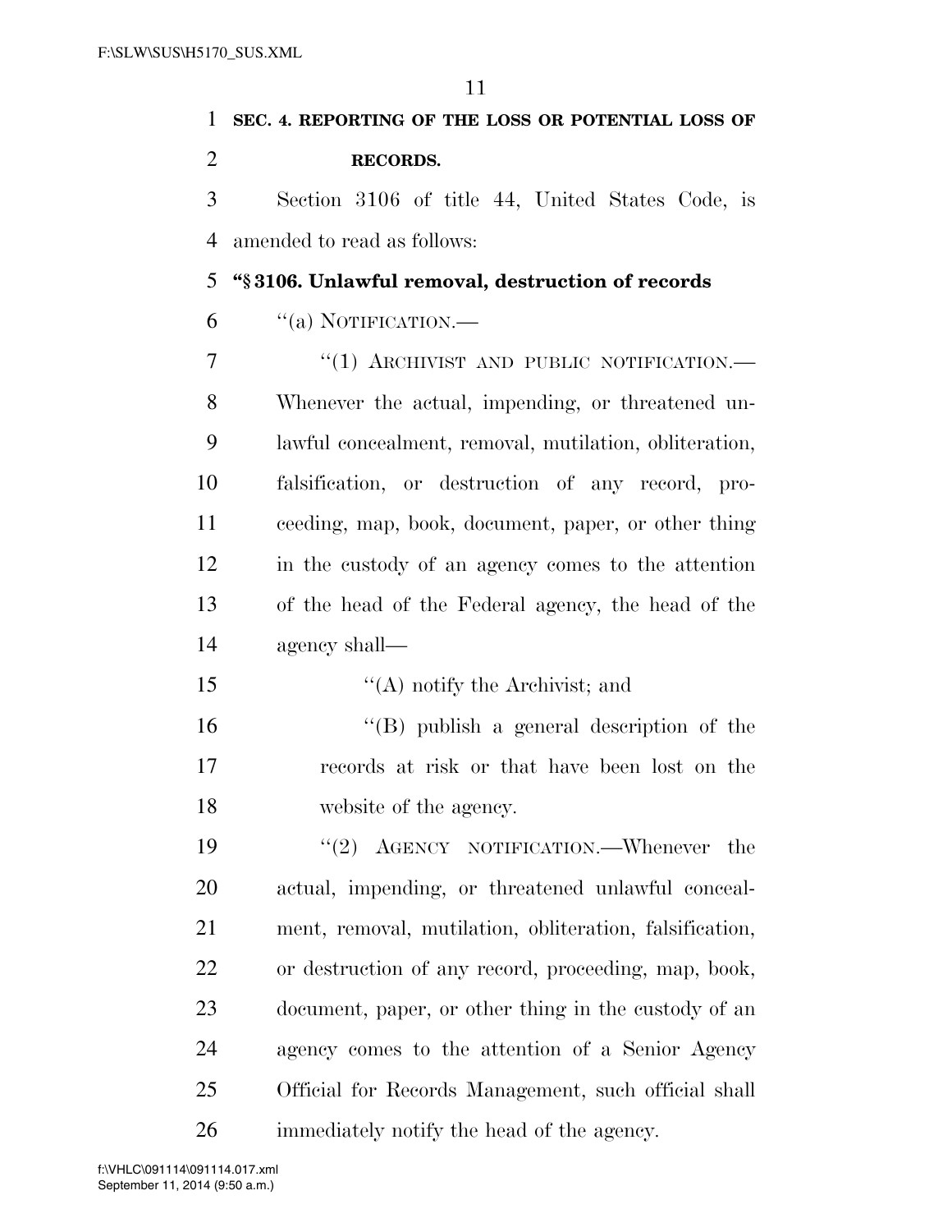**SEC. 4. REPORTING OF THE LOSS OR POTENTIAL LOSS OF RECORDS.**

Section 3106 of title 44, United States Code, is amended to read as follows:

**"§ 3106. Unlawful removal, destruction of records**

"(a) NOTIFICATION.—

"(1) ARCHIVIST AND PUBLIC NOTIFICATION.—Whenever the actual, impending, or threatened unlawful concealment, removal, mutilation, obliteration, falsification, or destruction of any record, proceeding, map, book, document, paper, or other thing in the custody of an agency comes to the attention of the head of the Federal agency, the head of the agency shall—

"(A) notify the Archivist; and

"(B) publish a general description of the records at risk or that have been lost on the website of the agency.

"(2) AGENCY NOTIFICATION.—Whenever the actual, impending, or threatened unlawful concealment, removal, mutilation, obliteration, falsification, or destruction of any record, proceeding, map, book, document, paper, or other thing in the custody of an agency comes to the attention of a Senior Agency Official for Records Management, such official shall immediately notify the head of the agency.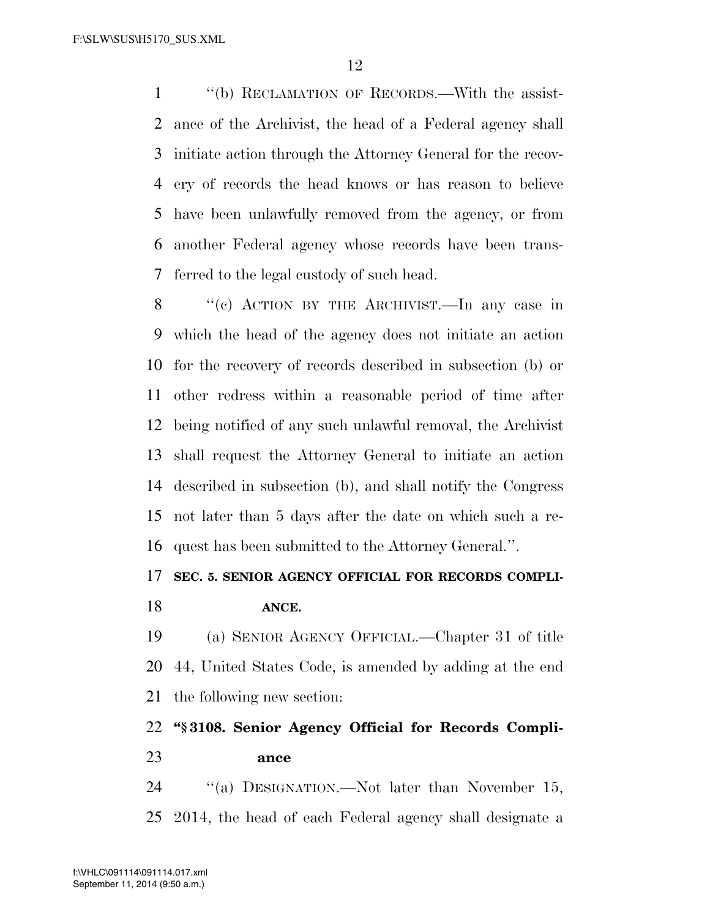''(b) RECLAMATION OF RECORDS.—With the assistance of the Archivist, the head of a Federal agency shall initiate action through the Attorney General for the recovery of records the head knows or has reason to believe have been unlawfully removed from the agency, or from another Federal agency whose records have been transferred to the legal custody of such head.

''(c) ACTION BY THE ARCHIVIST.—In any case in which the head of the agency does not initiate an action for the recovery of records described in subsection (b) or other redress within a reasonable period of time after being notified of any such unlawful removal, the Archivist shall request the Attorney General to initiate an action described in subsection (b), and shall notify the Congress not later than 5 days after the date on which such a request has been submitted to the Attorney General.''.

**SEC. 5. SENIOR AGENCY OFFICIAL FOR RECORDS COMPLIANCE.**

(a) SENIOR AGENCY OFFICIAL.—Chapter 31 of title 44, United States Code, is amended by adding at the end the following new section:

**''§ 3108. Senior Agency Official for Records Compliance**

''(a) DESIGNATION.—Not later than November 15, 2014, the head of each Federal agency shall designate a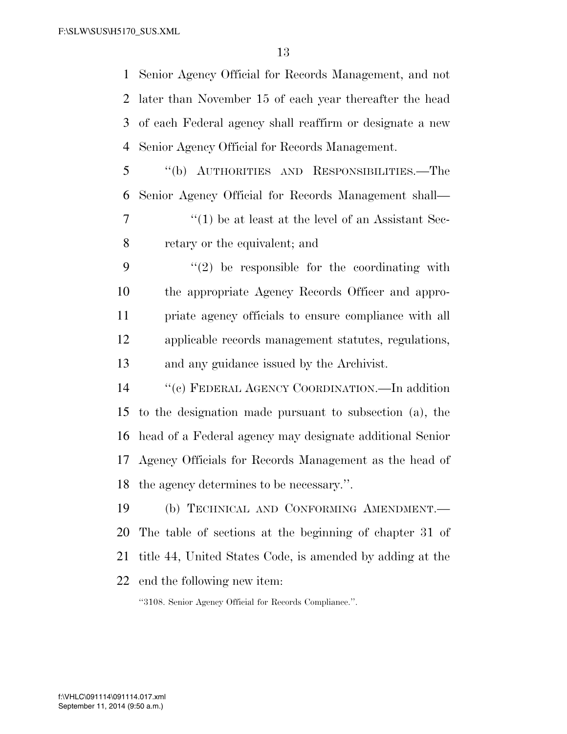Senior Agency Official for Records Management, and not later than November 15 of each year thereafter the head of each Federal agency shall reaffirm or designate a new Senior Agency Official for Records Management.

"(b) AUTHORITIES AND RESPONSIBILITIES.—The Senior Agency Official for Records Management shall—

"(1) be at least at the level of an Assistant Secretary or the equivalent; and

"(2) be responsible for the coordinating with the appropriate Agency Records Officer and appropriate agency officials to ensure compliance with all applicable records management statutes, regulations, and any guidance issued by the Archivist.

"(c) FEDERAL AGENCY COORDINATION.—In addition to the designation made pursuant to subsection (a), the head of a Federal agency may designate additional Senior Agency Officials for Records Management as the head of the agency determines to be necessary.".

(b) TECHNICAL AND CONFORMING AMENDMENT.—The table of sections at the beginning of chapter 31 of title 44, United States Code, is amended by adding at the end the following new item:

"3108. Senior Agency Official for Records Compliance.".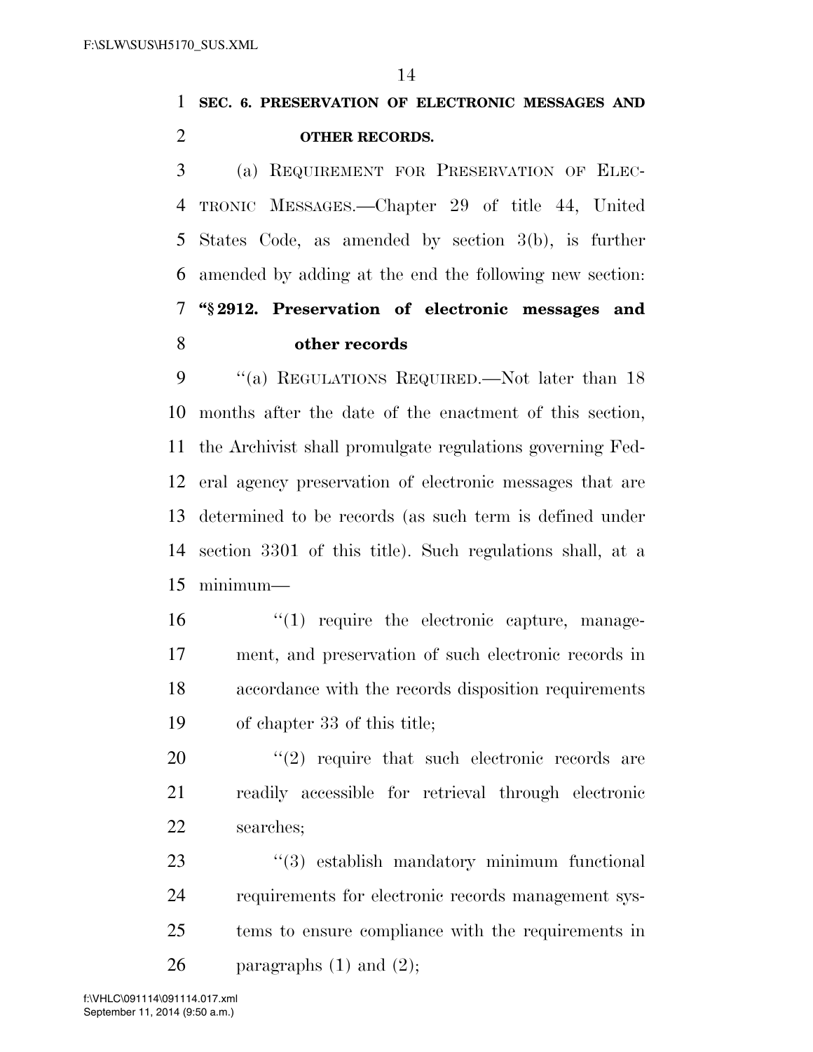**SEC. 6. PRESERVATION OF ELECTRONIC MESSAGES AND OTHER RECORDS.**

(a) REQUIREMENT FOR PRESERVATION OF ELECTRONIC MESSAGES.—Chapter 29 of title 44, United States Code, as amended by section 3(b), is further amended by adding at the end the following new section:

**"§ 2912. Preservation of electronic messages and other records**

"(a) REGULATIONS REQUIRED.—Not later than 18 months after the date of the enactment of this section, the Archivist shall promulgate regulations governing Federal agency preservation of electronic messages that are determined to be records (as such term is defined under section 3301 of this title). Such regulations shall, at a minimum—

"(1) require the electronic capture, management, and preservation of such electronic records in accordance with the records disposition requirements of chapter 33 of this title;

"(2) require that such electronic records are readily accessible for retrieval through electronic searches;

"(3) establish mandatory minimum functional requirements for electronic records management systems to ensure compliance with the requirements in paragraphs (1) and (2);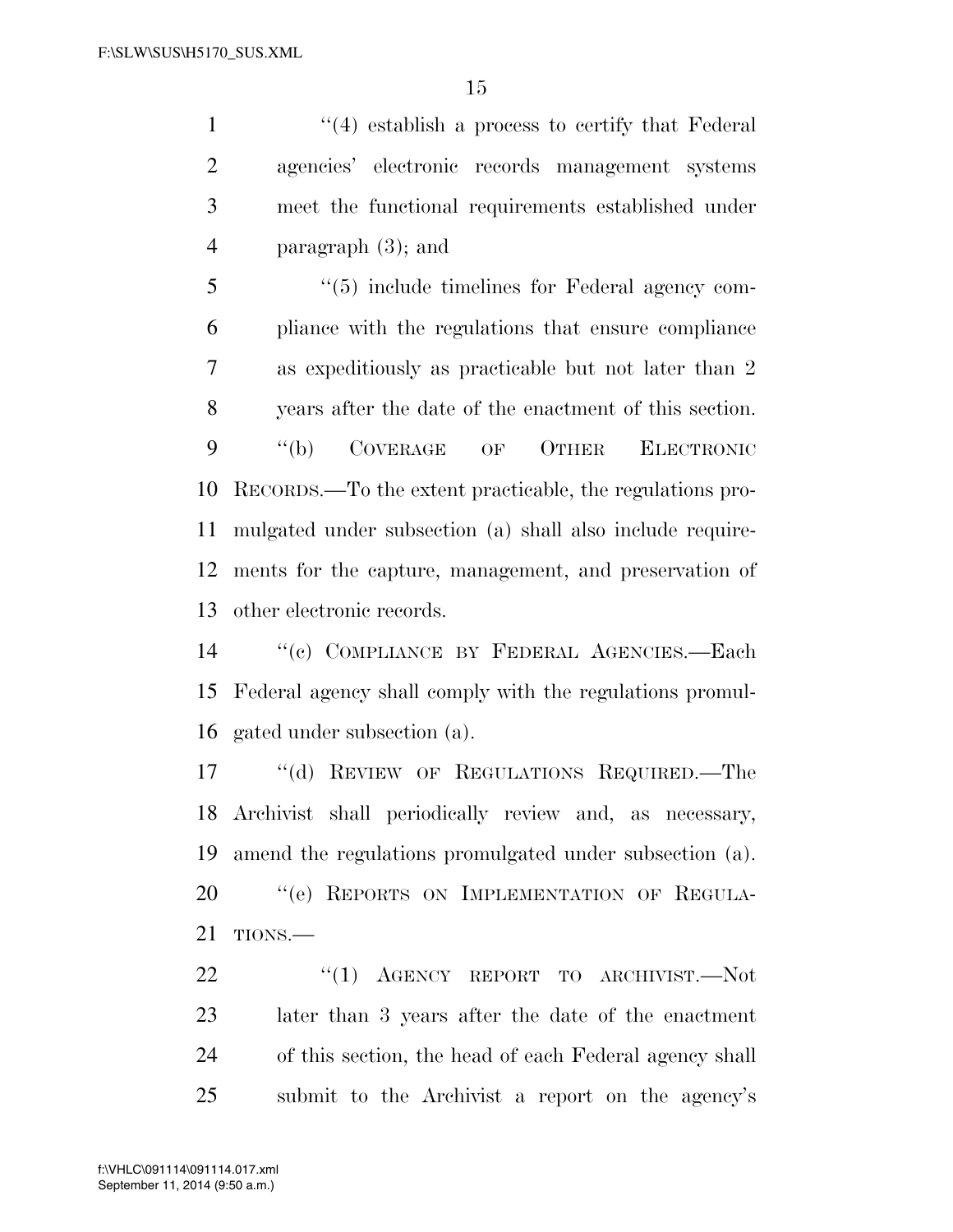"(4) establish a process to certify that Federal agencies' electronic records management systems meet the functional requirements established under paragraph (3); and

"(5) include timelines for Federal agency compliance with the regulations that ensure compliance as expeditiously as practicable but not later than 2 years after the date of the enactment of this section.

"(b) COVERAGE OF OTHER ELECTRONIC RECORDS.—To the extent practicable, the regulations promulgated under subsection (a) shall also include requirements for the capture, management, and preservation of other electronic records.

"(c) COMPLIANCE BY FEDERAL AGENCIES.—Each Federal agency shall comply with the regulations promulgated under subsection (a).

"(d) REVIEW OF REGULATIONS REQUIRED.—The Archivist shall periodically review and, as necessary, amend the regulations promulgated under subsection (a).

"(e) REPORTS ON IMPLEMENTATION OF REGULATIONS.—

"(1) AGENCY REPORT TO ARCHIVIST.—Not later than 3 years after the date of the enactment of this section, the head of each Federal agency shall submit to the Archivist a report on the agency's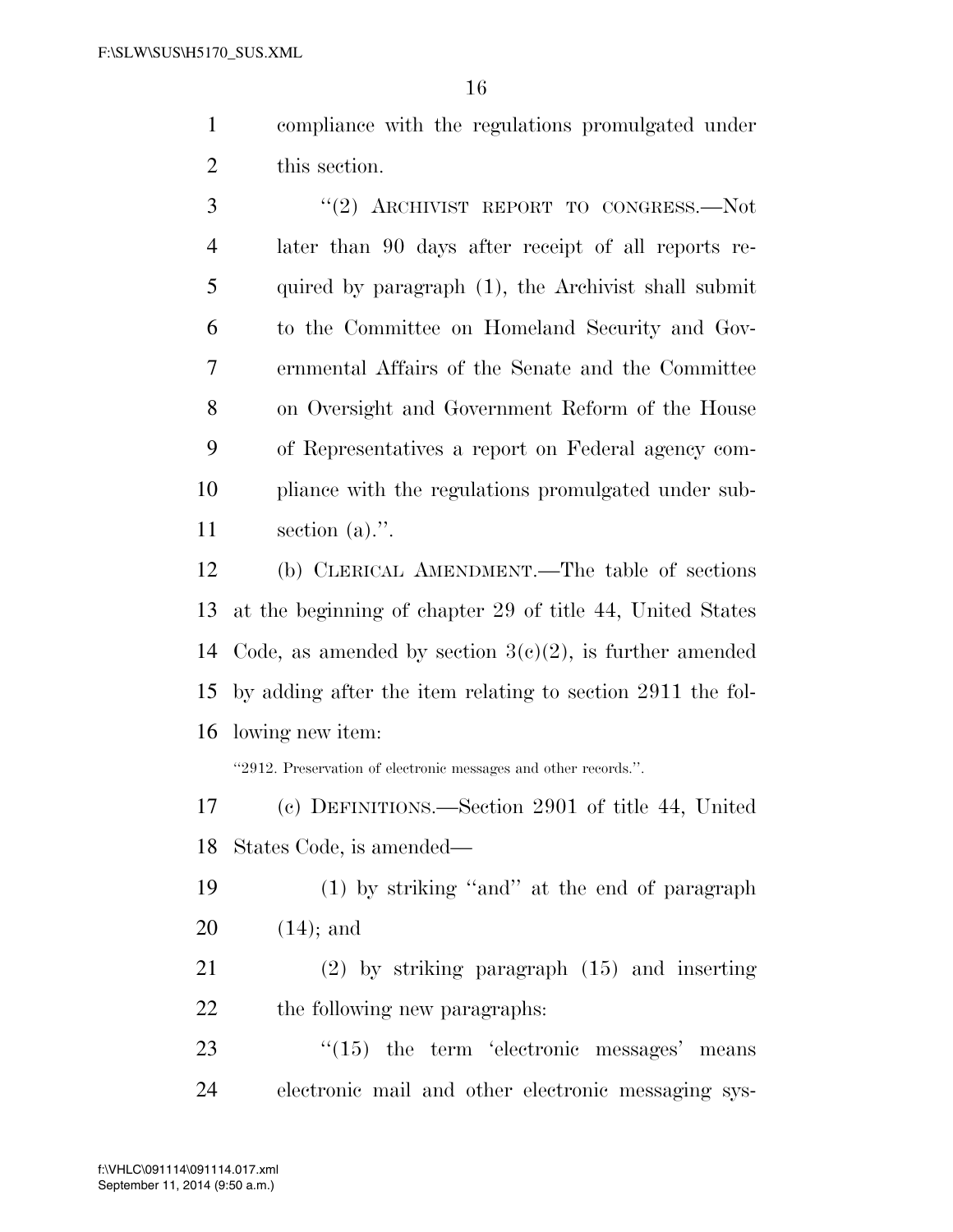compliance with the regulations promulgated under this section.

''(2) ARCHIVIST REPORT TO CONGRESS.—Not later than 90 days after receipt of all reports required by paragraph (1), the Archivist shall submit to the Committee on Homeland Security and Governmental Affairs of the Senate and the Committee on Oversight and Government Reform of the House of Representatives a report on Federal agency compliance with the regulations promulgated under subsection (a).''.

(b) CLERICAL AMENDMENT.—The table of sections at the beginning of chapter 29 of title 44, United States Code, as amended by section 3(c)(2), is further amended by adding after the item relating to section 2911 the following new item:

''2912. Preservation of electronic messages and other records.''.

(c) DEFINITIONS.—Section 2901 of title 44, United States Code, is amended—

(1) by striking ''and'' at the end of paragraph (14); and

(2) by striking paragraph (15) and inserting the following new paragraphs:

''(15) the term 'electronic messages' means electronic mail and other electronic messaging sys-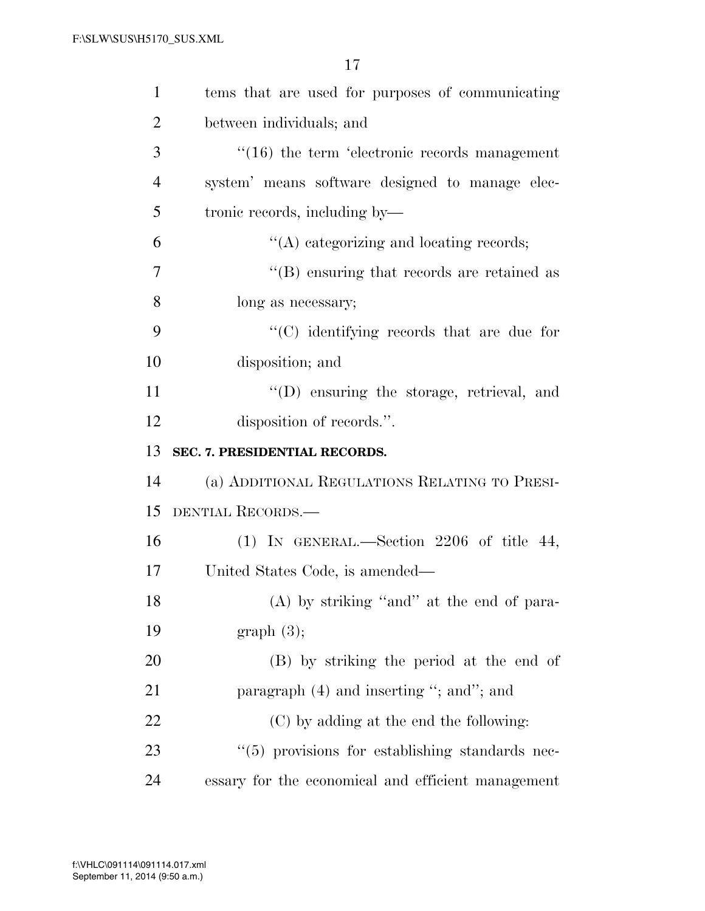tems that are used for purposes of communicating between individuals; and

''(16) the term 'electronic records management system' means software designed to manage electronic records, including by—

''(A) categorizing and locating records;

''(B) ensuring that records are retained as long as necessary;

''(C) identifying records that are due for disposition; and

''(D) ensuring the storage, retrieval, and disposition of records.''.

**SEC. 7. PRESIDENTIAL RECORDS.**

(a) ADDITIONAL REGULATIONS RELATING TO PRESIDENTIAL RECORDS.—

(1) IN GENERAL.—Section 2206 of title 44, United States Code, is amended—

(A) by striking ''and'' at the end of paragraph (3);

(B) by striking the period at the end of paragraph (4) and inserting ''; and''; and

(C) by adding at the end the following:

''(5) provisions for establishing standards necessary for the economical and efficient management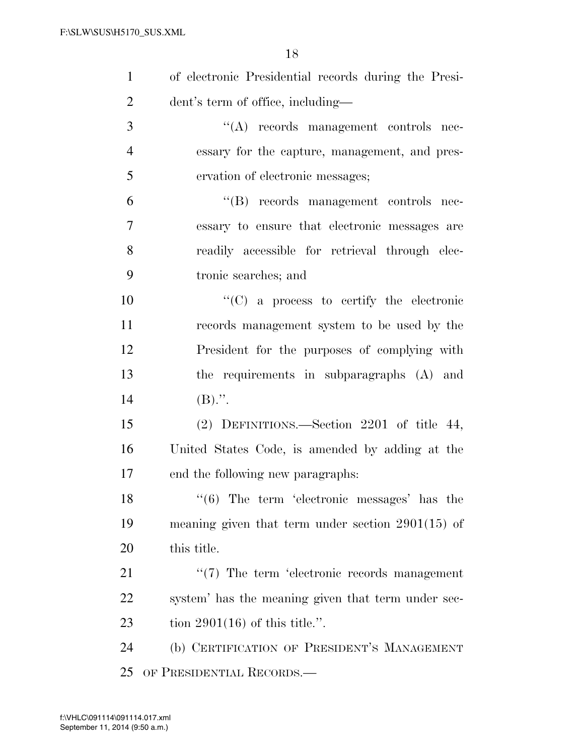of electronic Presidential records during the President's term of office, including—

''(A) records management controls necessary for the capture, management, and preservation of electronic messages;

''(B) records management controls necessary to ensure that electronic messages are readily accessible for retrieval through electronic searches; and

''(C) a process to certify the electronic records management system to be used by the President for the purposes of complying with the requirements in subparagraphs (A) and (B).''.

(2) DEFINITIONS.—Section 2201 of title 44, United States Code, is amended by adding at the end the following new paragraphs:

''(6) The term 'electronic messages' has the meaning given that term under section 2901(15) of this title.

''(7) The term 'electronic records management system' has the meaning given that term under section 2901(16) of this title.''.

(b) CERTIFICATION OF PRESIDENT'S MANAGEMENT OF PRESIDENTIAL RECORDS.—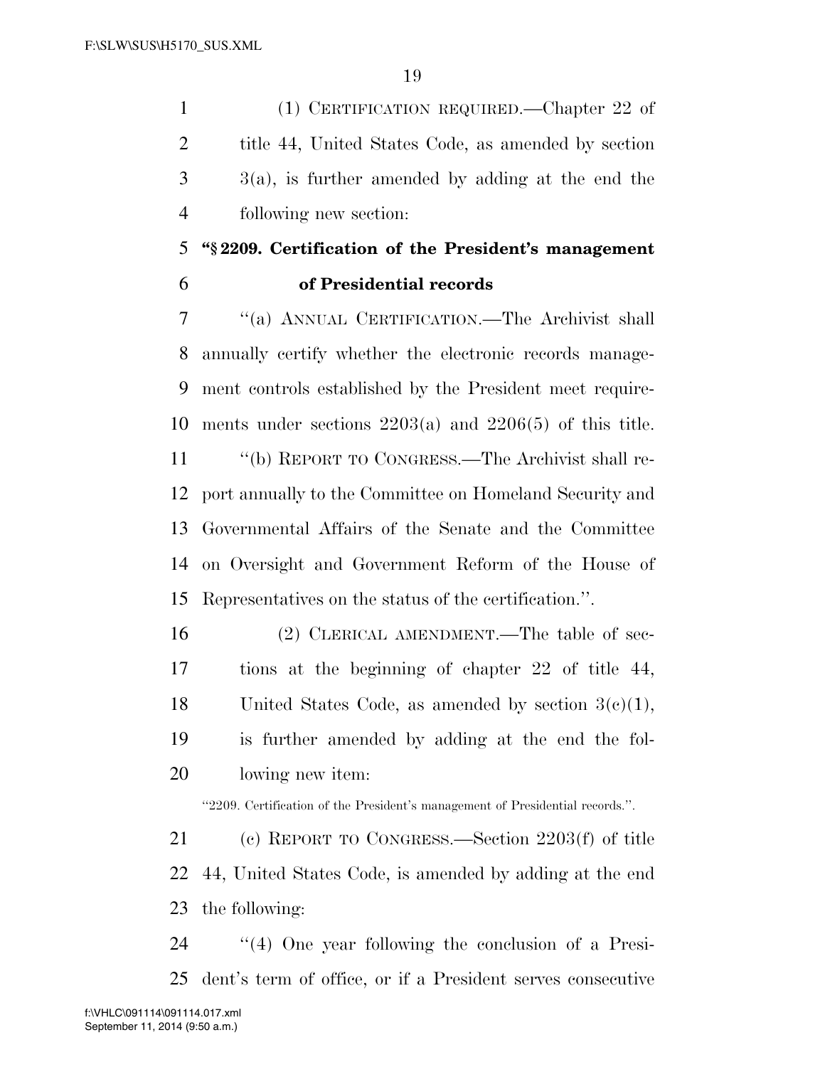(1) CERTIFICATION REQUIRED.—Chapter 22 of title 44, United States Code, as amended by section 3(a), is further amended by adding at the end the following new section:

**"§ 2209. Certification of the President's management of Presidential records**

"(a) ANNUAL CERTIFICATION.—The Archivist shall annually certify whether the electronic records management controls established by the President meet requirements under sections 2203(a) and 2206(5) of this title.

"(b) REPORT TO CONGRESS.—The Archivist shall report annually to the Committee on Homeland Security and Governmental Affairs of the Senate and the Committee on Oversight and Government Reform of the House of Representatives on the status of the certification.".

(2) CLERICAL AMENDMENT.—The table of sections at the beginning of chapter 22 of title 44, United States Code, as amended by section 3(c)(1), is further amended by adding at the end the following new item:

"2209. Certification of the President's management of Presidential records.".

(c) REPORT TO CONGRESS.—Section 2203(f) of title 44, United States Code, is amended by adding at the end the following:

"(4) One year following the conclusion of a President's term of office, or if a President serves consecutive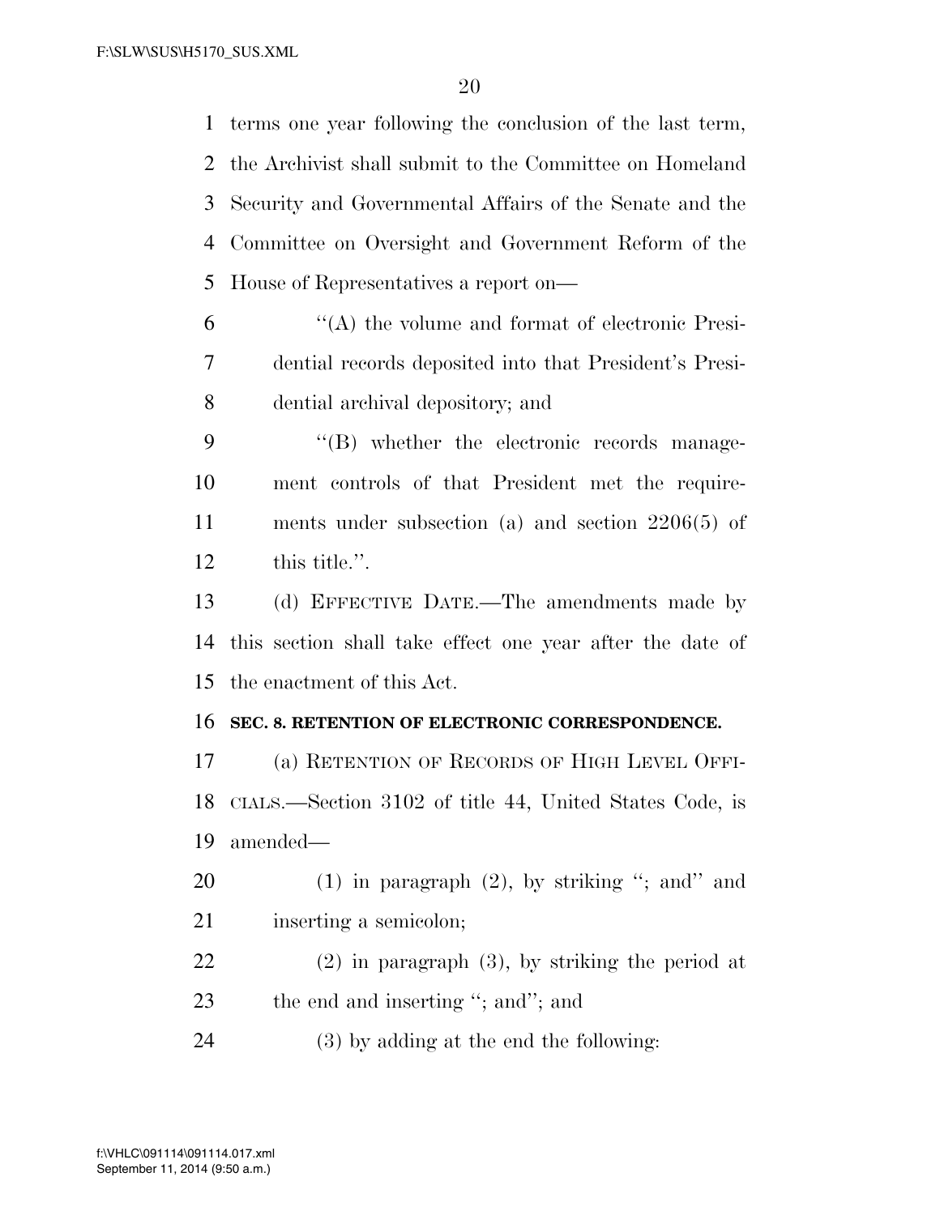terms one year following the conclusion of the last term, the Archivist shall submit to the Committee on Homeland Security and Governmental Affairs of the Senate and the Committee on Oversight and Government Reform of the House of Representatives a report on—

"(A) the volume and format of electronic Presidential records deposited into that President's Presidential archival depository; and

"(B) whether the electronic records management controls of that President met the requirements under subsection (a) and section 2206(5) of this title.".

(d) EFFECTIVE DATE.—The amendments made by this section shall take effect one year after the date of the enactment of this Act.

**SEC. 8. RETENTION OF ELECTRONIC CORRESPONDENCE.**

(a) RETENTION OF RECORDS OF HIGH LEVEL OFFICIALS.—Section 3102 of title 44, United States Code, is amended—

(1) in paragraph (2), by striking "; and" and inserting a semicolon;

(2) in paragraph (3), by striking the period at the end and inserting "; and"; and

(3) by adding at the end the following: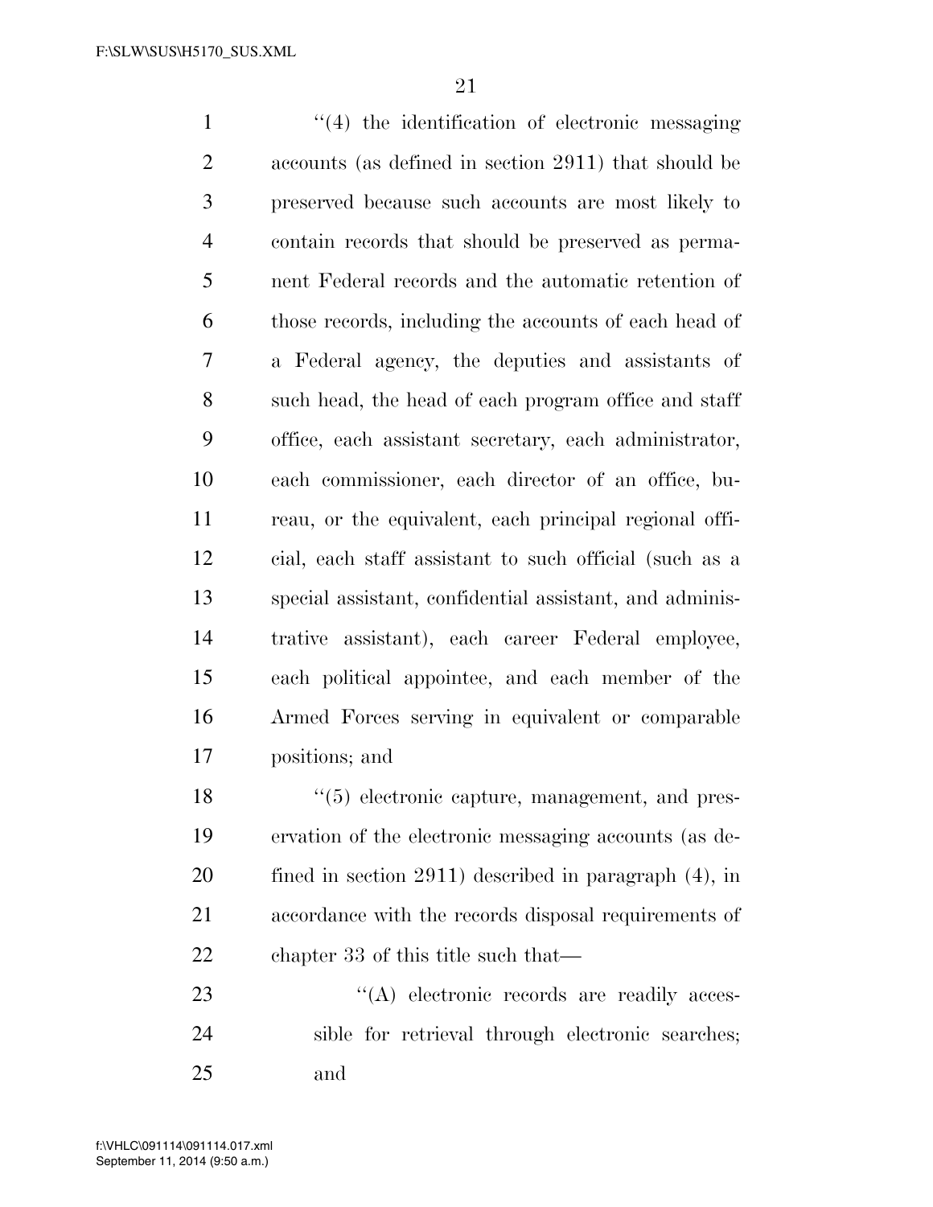"(4) the identification of electronic messaging accounts (as defined in section 2911) that should be preserved because such accounts are most likely to contain records that should be preserved as permanent Federal records and the automatic retention of those records, including the accounts of each head of a Federal agency, the deputies and assistants of such head, the head of each program office and staff office, each assistant secretary, each administrator, each commissioner, each director of an office, bureau, or the equivalent, each principal regional official, each staff assistant to such official (such as a special assistant, confidential assistant, and administrative assistant), each career Federal employee, each political appointee, and each member of the Armed Forces serving in equivalent or comparable positions; and

"(5) electronic capture, management, and preservation of the electronic messaging accounts (as defined in section 2911) described in paragraph (4), in accordance with the records disposal requirements of chapter 33 of this title such that—

"(A) electronic records are readily accessible for retrieval through electronic searches; and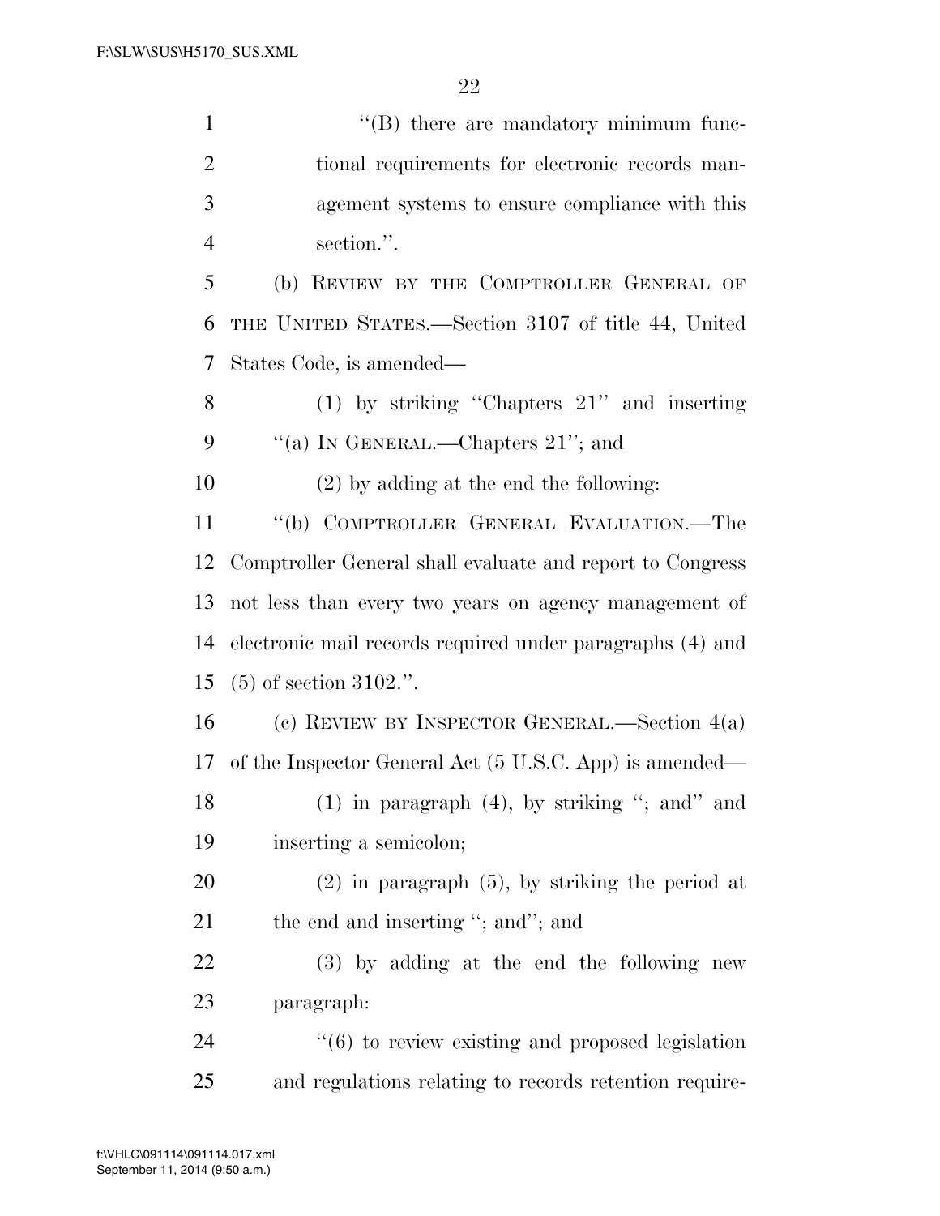"(B) there are mandatory minimum functional requirements for electronic records management systems to ensure compliance with this section.".

(b) REVIEW BY THE COMPTROLLER GENERAL OF THE UNITED STATES.—Section 3107 of title 44, United States Code, is amended—

(1) by striking "Chapters 21" and inserting "(a) IN GENERAL.—Chapters 21"; and

(2) by adding at the end the following:

"(b) COMPTROLLER GENERAL EVALUATION.—The Comptroller General shall evaluate and report to Congress not less than every two years on agency management of electronic mail records required under paragraphs (4) and (5) of section 3102.".

(c) REVIEW BY INSPECTOR GENERAL.—Section 4(a) of the Inspector General Act (5 U.S.C. App) is amended—

(1) in paragraph (4), by striking "; and" and inserting a semicolon;

(2) in paragraph (5), by striking the period at the end and inserting "; and"; and

(3) by adding at the end the following new paragraph:

"(6) to review existing and proposed legislation and regulations relating to records retention require-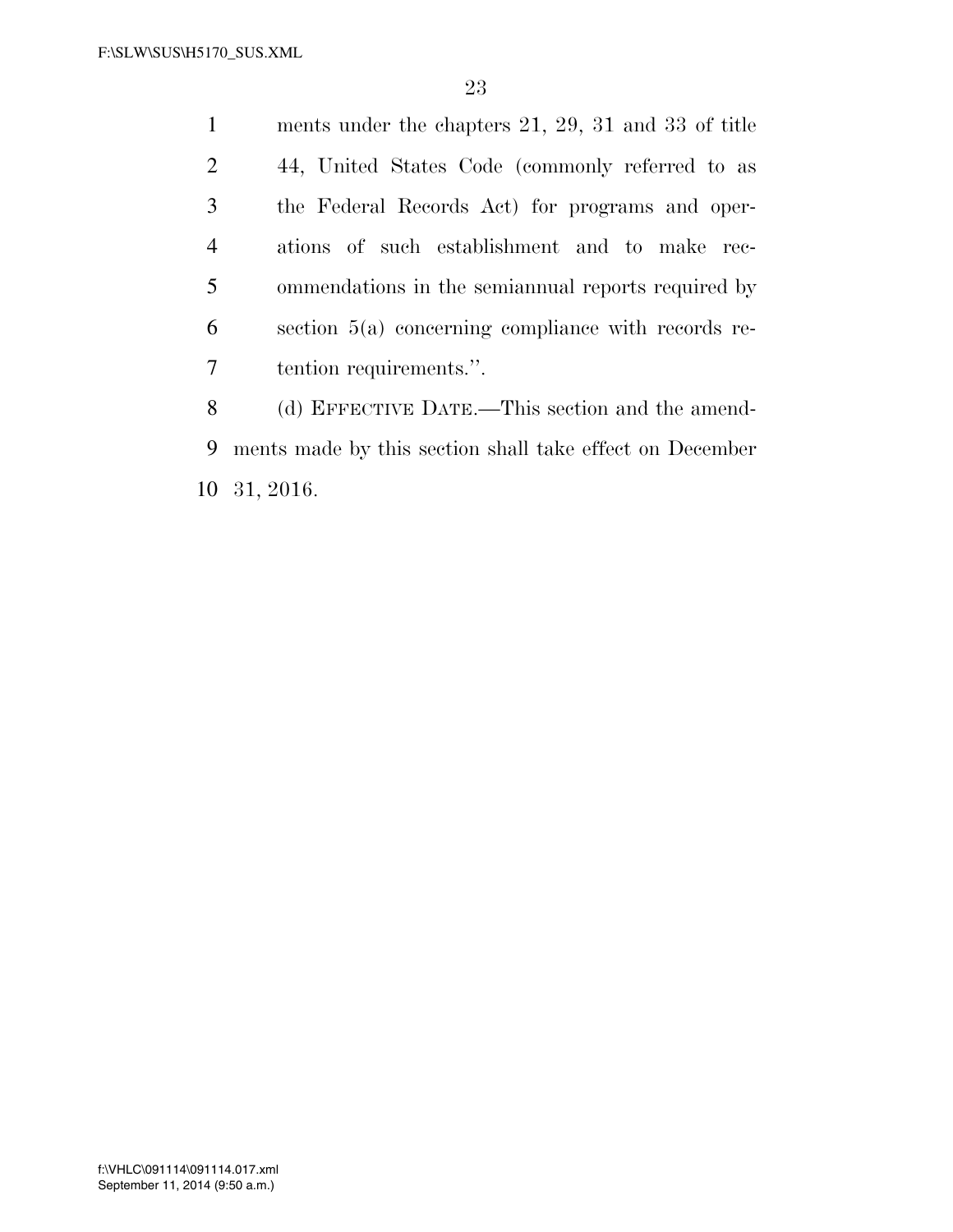ments under the chapters 21, 29, 31 and 33 of title 44, United States Code (commonly referred to as the Federal Records Act) for programs and operations of such establishment and to make recommendations in the semiannual reports required by section 5(a) concerning compliance with records retention requirements.''.

(d) EFFECTIVE DATE.—This section and the amendments made by this section shall take effect on December 31, 2016.